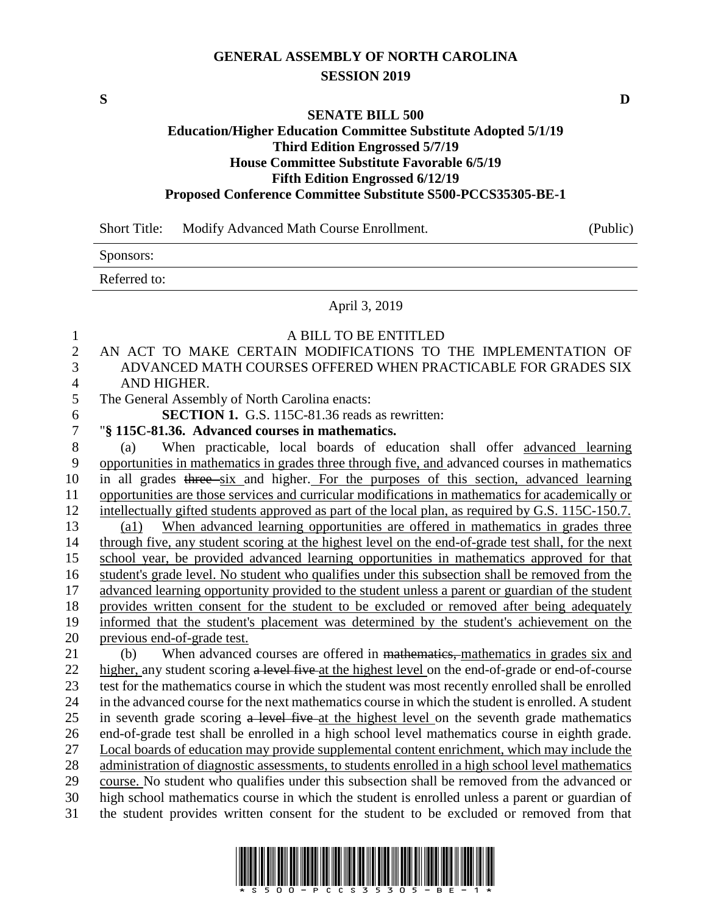# GENERAL ASSEMBLY OF NORTH CAROLINA
## SESSION 2019

**S** **D**

### SENATE BILL 500
**Education/Higher Education Committee Substitute Adopted 5/1/19**
**Third Edition Engrossed 5/7/19**
**House Committee Substitute Favorable 6/5/19**
**Fifth Edition Engrossed 6/12/19**
**Proposed Conference Committee Substitute S500-PCCS35305-BE-1**

Short Title: Modify Advanced Math Course Enrollment. (Public)

Sponsors:

Referred to:

April 3, 2019

A BILL TO BE ENTITLED

AN ACT TO MAKE CERTAIN MODIFICATIONS TO THE IMPLEMENTATION OF ADVANCED MATH COURSES OFFERED WHEN PRACTICABLE FOR GRADES SIX AND HIGHER.

The General Assembly of North Carolina enacts:

**SECTION 1.** G.S. 115C-81.36 reads as rewritten:

"**§ 115C-81.36. Advanced courses in mathematics.**

(a) When practicable, local boards of education shall offer <u>advanced learning opportunities in mathematics in grades three through five, and</u> advanced courses in mathematics in all grades ~~three~~ <u>six</u> and higher. <u>For the purposes of this section, advanced learning opportunities are those services and curricular modifications in mathematics for academically or intellectually gifted students approved as part of the local plan, as required by G.S. 115C-150.7.</u>

<u>(a1) When advanced learning opportunities are offered in mathematics in grades three through five, any student scoring at the highest level on the end-of-grade test shall, for the next school year, be provided advanced learning opportunities in mathematics approved for that student's grade level. No student who qualifies under this subsection shall be removed from the advanced learning opportunity provided to the student unless a parent or guardian of the student provides written consent for the student to be excluded or removed after being adequately informed that the student's placement was determined by the student's achievement on the previous end-of-grade test.</u>

(b) When advanced courses are offered in ~~mathematics,~~ <u>mathematics in grades six and higher,</u> any student scoring ~~a level five~~ <u>at the highest level</u> on the end-of-grade or end-of-course test for the mathematics course in which the student was most recently enrolled shall be enrolled in the advanced course for the next mathematics course in which the student is enrolled. A student in seventh grade scoring ~~a level five~~ <u>at the highest level</u> on the seventh grade mathematics end-of-grade test shall be enrolled in a high school level mathematics course in eighth grade. <u>Local boards of education may provide supplemental content enrichment, which may include the administration of diagnostic assessments, to students enrolled in a high school level mathematics course.</u> No student who qualifies under this subsection shall be removed from the advanced or high school mathematics course in which the student is enrolled unless a parent or guardian of the student provides written consent for the student to be excluded or removed from that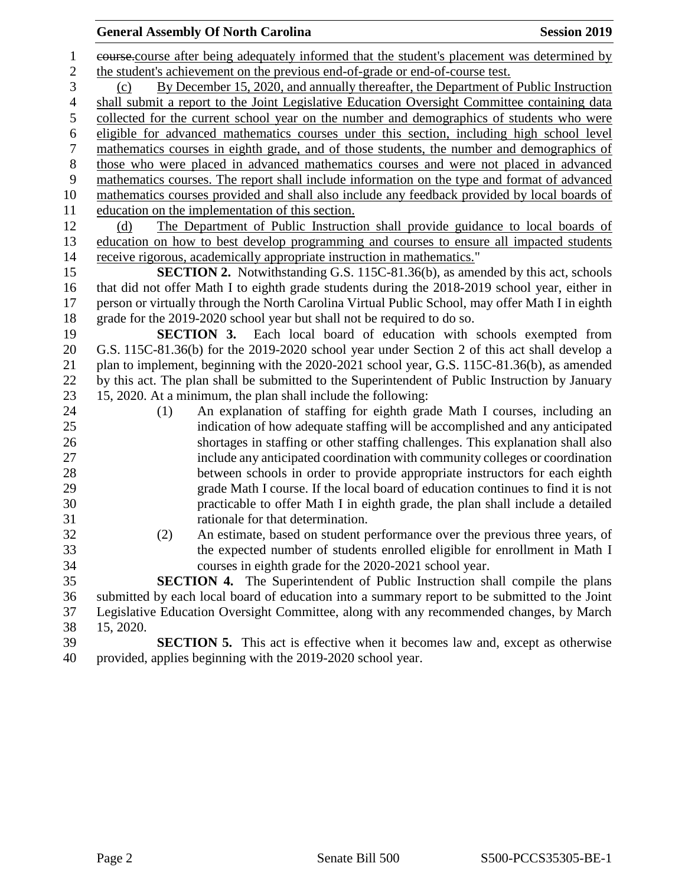~~course.~~course after being adequately informed that the student's placement was determined by the student's achievement on the previous end-of-grade or end-of-course test.

(c) By December 15, 2020, and annually thereafter, the Department of Public Instruction shall submit a report to the Joint Legislative Education Oversight Committee containing data collected for the current school year on the number and demographics of students who were eligible for advanced mathematics courses under this section, including high school level mathematics courses in eighth grade, and of those students, the number and demographics of those who were placed in advanced mathematics courses and were not placed in advanced mathematics courses. The report shall include information on the type and format of advanced mathematics courses provided and shall also include any feedback provided by local boards of education on the implementation of this section.

(d) The Department of Public Instruction shall provide guidance to local boards of education on how to best develop programming and courses to ensure all impacted students receive rigorous, academically appropriate instruction in mathematics."

**SECTION 2.** Notwithstanding G.S. 115C-81.36(b), as amended by this act, schools that did not offer Math I to eighth grade students during the 2018-2019 school year, either in person or virtually through the North Carolina Virtual Public School, may offer Math I in eighth grade for the 2019-2020 school year but shall not be required to do so.

**SECTION 3.** Each local board of education with schools exempted from G.S. 115C-81.36(b) for the 2019-2020 school year under Section 2 of this act shall develop a plan to implement, beginning with the 2020-2021 school year, G.S. 115C-81.36(b), as amended by this act. The plan shall be submitted to the Superintendent of Public Instruction by January 15, 2020. At a minimum, the plan shall include the following:

(1) An explanation of staffing for eighth grade Math I courses, including an indication of how adequate staffing will be accomplished and any anticipated shortages in staffing or other staffing challenges. This explanation shall also include any anticipated coordination with community colleges or coordination between schools in order to provide appropriate instructors for each eighth grade Math I course. If the local board of education continues to find it is not practicable to offer Math I in eighth grade, the plan shall include a detailed rationale for that determination.

(2) An estimate, based on student performance over the previous three years, of the expected number of students enrolled eligible for enrollment in Math I courses in eighth grade for the 2020-2021 school year.

**SECTION 4.** The Superintendent of Public Instruction shall compile the plans submitted by each local board of education into a summary report to be submitted to the Joint Legislative Education Oversight Committee, along with any recommended changes, by March 15, 2020.

**SECTION 5.** This act is effective when it becomes law and, except as otherwise provided, applies beginning with the 2019-2020 school year.